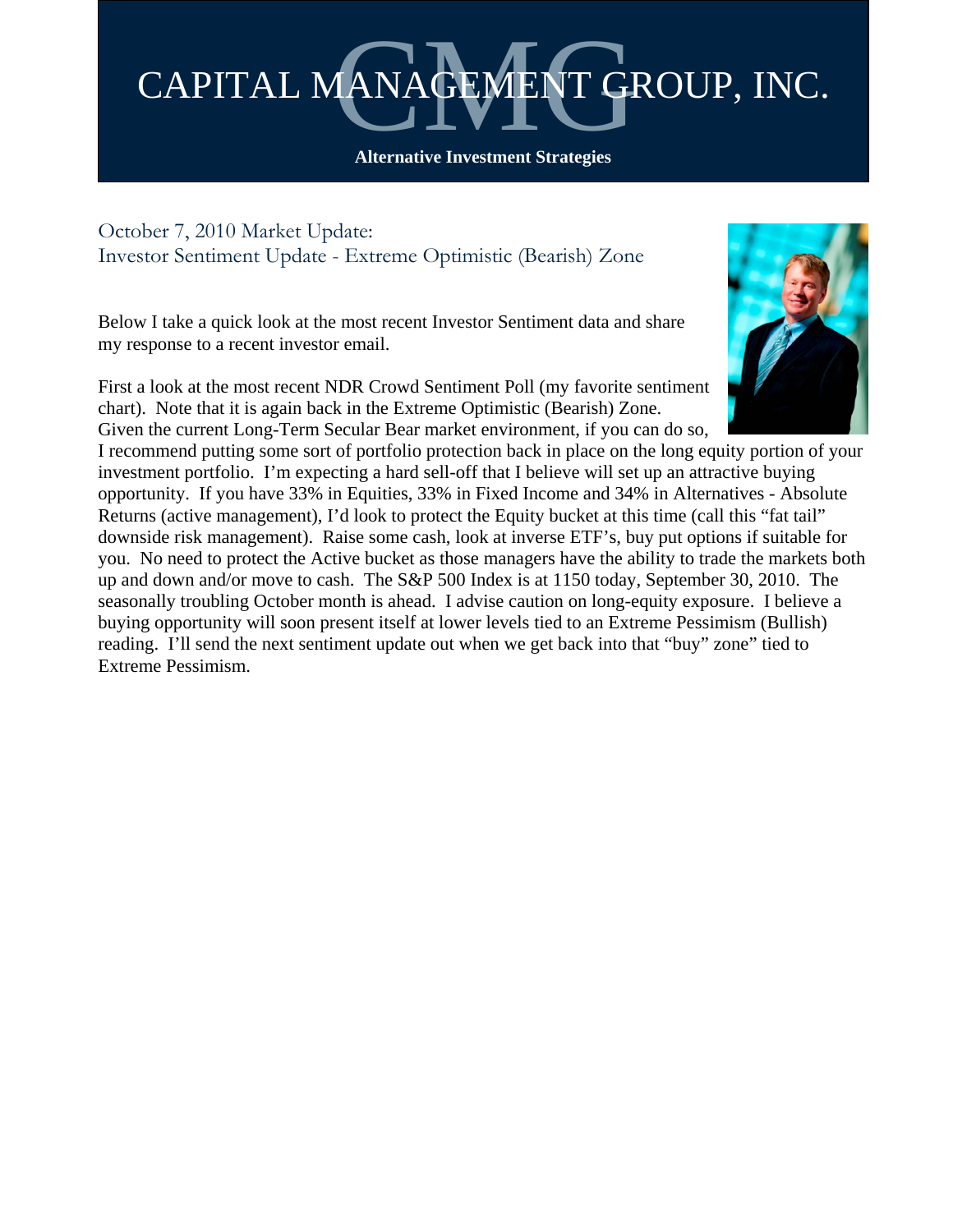# CAPITAL MANAGEMENT GROUP, INC.

**Alternative Investment Strategies**

## October 7, 2010 Market Update:
## Investor Sentiment Update - Extreme Optimistic (Bearish) Zone

Below I take a quick look at the most recent Investor Sentiment data and share my response to a recent investor email.

First a look at the most recent NDR Crowd Sentiment Poll (my favorite sentiment chart). Note that it is again back in the Extreme Optimistic (Bearish) Zone. Given the current Long-Term Secular Bear market environment, if you can do so, I recommend putting some sort of portfolio protection back in place on the long equity portion of your investment portfolio. I'm expecting a hard sell-off that I believe will set up an attractive buying opportunity. If you have 33% in Equities, 33% in Fixed Income and 34% in Alternatives - Absolute Returns (active management), I'd look to protect the Equity bucket at this time (call this "fat tail" downside risk management). Raise some cash, look at inverse ETF's, buy put options if suitable for you. No need to protect the Active bucket as those managers have the ability to trade the markets both up and down and/or move to cash. The S&P 500 Index is at 1150 today, September 30, 2010. The seasonally troubling October month is ahead. I advise caution on long-equity exposure. I believe a buying opportunity will soon present itself at lower levels tied to an Extreme Pessimism (Bullish) reading. I'll send the next sentiment update out when we get back into that "buy" zone" tied to Extreme Pessimism.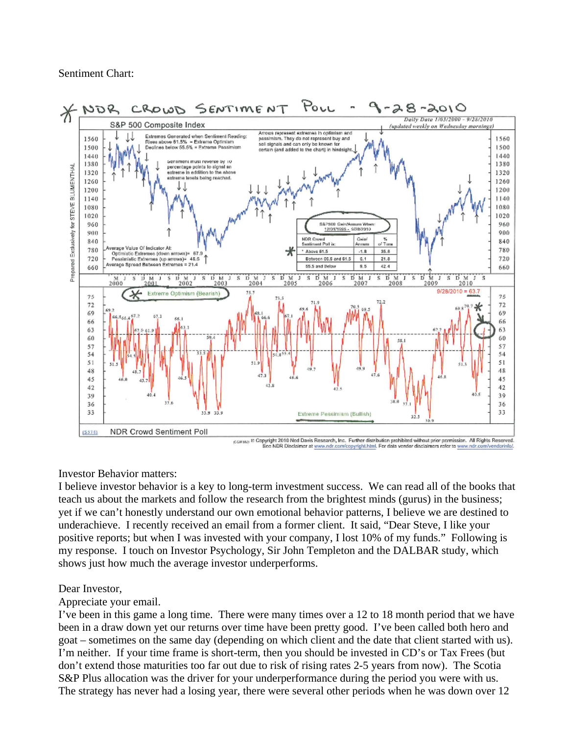Sentiment Chart:

Investor Behavior matters:
I believe investor behavior is a key to long-term investment success. We can read all of the books that teach us about the markets and follow the research from the brightest minds (gurus) in the business; yet if we can't honestly understand our own emotional behavior patterns, I believe we are destined to underachieve. I recently received an email from a former client. It said, "Dear Steve, I like your positive reports; but when I was invested with your company, I lost 10% of my funds." Following is my response. I touch on Investor Psychology, Sir John Templeton and the DALBAR study, which shows just how much the average investor underperforms.

Dear Investor,
Appreciate your email.
I've been in this game a long time. There were many times over a 12 to 18 month period that we have been in a draw down yet our returns over time have been pretty good. I've been called both hero and goat – sometimes on the same day (depending on which client and the date that client started with us). I'm neither. If your time frame is short-term, then you should be invested in CD's or Tax Frees (but don't extend those maturities too far out due to risk of rising rates 2-5 years from now). The Scotia S&P Plus allocation was the driver for your underperformance during the period you were with us. The strategy has never had a losing year, there were several other periods when he was down over 12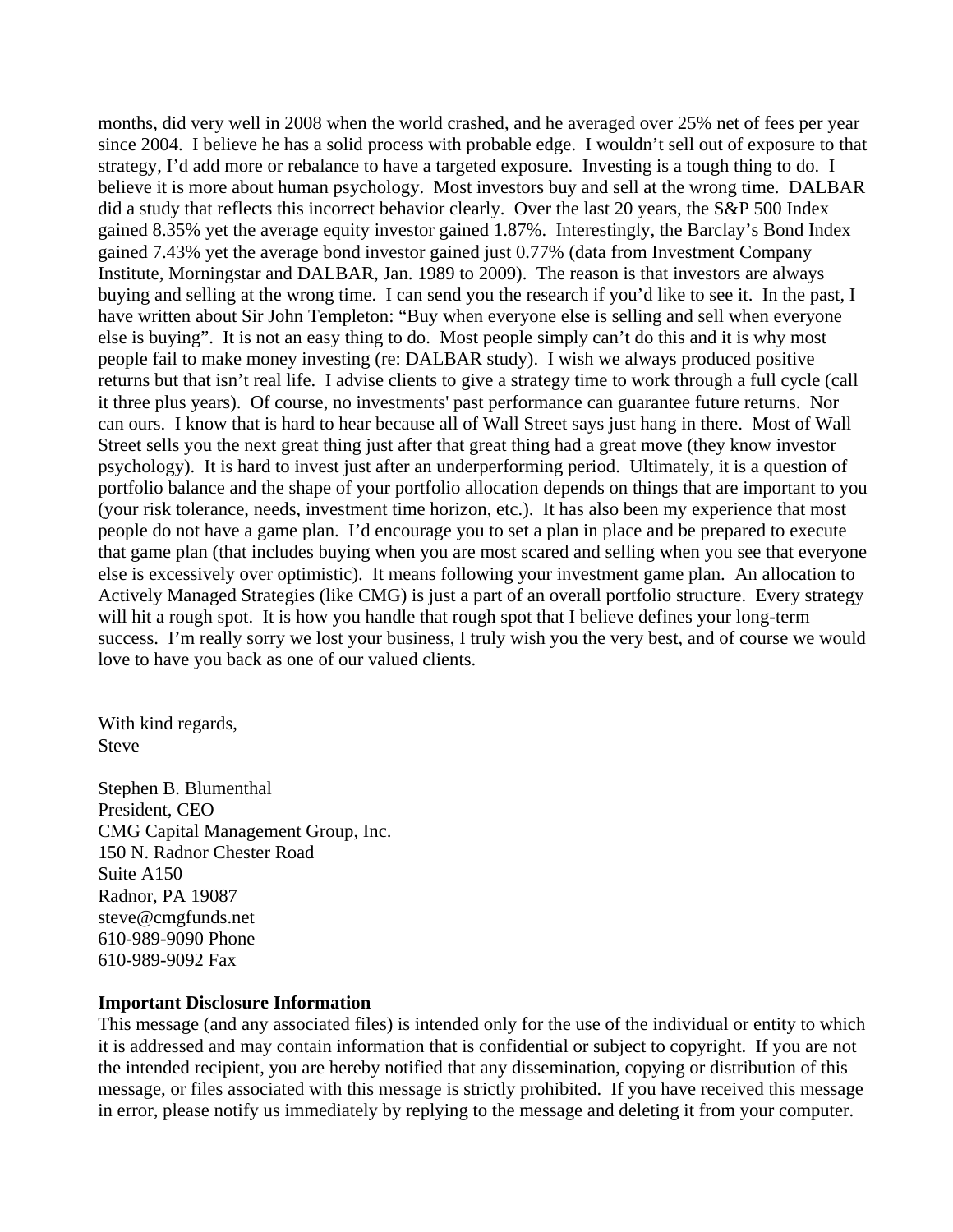months, did very well in 2008 when the world crashed, and he averaged over 25% net of fees per year since 2004. I believe he has a solid process with probable edge. I wouldn't sell out of exposure to that strategy, I'd add more or rebalance to have a targeted exposure. Investing is a tough thing to do. I believe it is more about human psychology. Most investors buy and sell at the wrong time. DALBAR did a study that reflects this incorrect behavior clearly. Over the last 20 years, the S&P 500 Index gained 8.35% yet the average equity investor gained 1.87%. Interestingly, the Barclay's Bond Index gained 7.43% yet the average bond investor gained just 0.77% (data from Investment Company Institute, Morningstar and DALBAR, Jan. 1989 to 2009). The reason is that investors are always buying and selling at the wrong time. I can send you the research if you'd like to see it. In the past, I have written about Sir John Templeton: "Buy when everyone else is selling and sell when everyone else is buying". It is not an easy thing to do. Most people simply can't do this and it is why most people fail to make money investing (re: DALBAR study). I wish we always produced positive returns but that isn't real life. I advise clients to give a strategy time to work through a full cycle (call it three plus years). Of course, no investments' past performance can guarantee future returns. Nor can ours. I know that is hard to hear because all of Wall Street says just hang in there. Most of Wall Street sells you the next great thing just after that great thing had a great move (they know investor psychology). It is hard to invest just after an underperforming period. Ultimately, it is a question of portfolio balance and the shape of your portfolio allocation depends on things that are important to you (your risk tolerance, needs, investment time horizon, etc.). It has also been my experience that most people do not have a game plan. I'd encourage you to set a plan in place and be prepared to execute that game plan (that includes buying when you are most scared and selling when you see that everyone else is excessively over optimistic). It means following your investment game plan. An allocation to Actively Managed Strategies (like CMG) is just a part of an overall portfolio structure. Every strategy will hit a rough spot. It is how you handle that rough spot that I believe defines your long-term success. I'm really sorry we lost your business, I truly wish you the very best, and of course we would love to have you back as one of our valued clients.

With kind regards,
Steve

Stephen B. Blumenthal
President, CEO
CMG Capital Management Group, Inc.
150 N. Radnor Chester Road
Suite A150
Radnor, PA 19087
steve@cmgfunds.net
610-989-9090 Phone
610-989-9092 Fax

**Important Disclosure Information**
This message (and any associated files) is intended only for the use of the individual or entity to which it is addressed and may contain information that is confidential or subject to copyright. If you are not the intended recipient, you are hereby notified that any dissemination, copying or distribution of this message, or files associated with this message is strictly prohibited. If you have received this message in error, please notify us immediately by replying to the message and deleting it from your computer.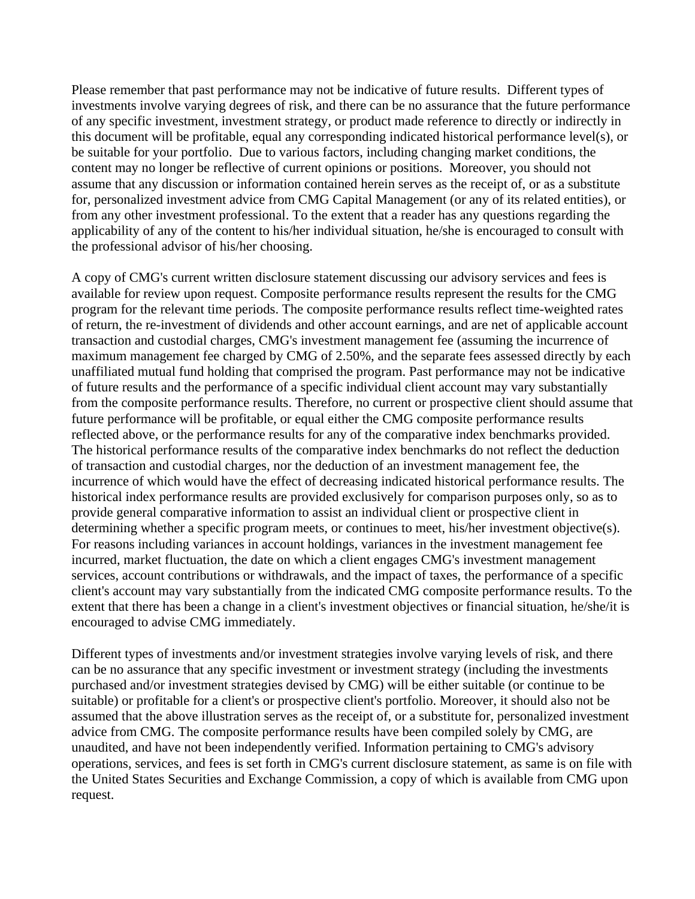Please remember that past performance may not be indicative of future results. Different types of investments involve varying degrees of risk, and there can be no assurance that the future performance of any specific investment, investment strategy, or product made reference to directly or indirectly in this document will be profitable, equal any corresponding indicated historical performance level(s), or be suitable for your portfolio. Due to various factors, including changing market conditions, the content may no longer be reflective of current opinions or positions. Moreover, you should not assume that any discussion or information contained herein serves as the receipt of, or as a substitute for, personalized investment advice from CMG Capital Management (or any of its related entities), or from any other investment professional. To the extent that a reader has any questions regarding the applicability of any of the content to his/her individual situation, he/she is encouraged to consult with the professional advisor of his/her choosing.

A copy of CMG's current written disclosure statement discussing our advisory services and fees is available for review upon request. Composite performance results represent the results for the CMG program for the relevant time periods. The composite performance results reflect time-weighted rates of return, the re-investment of dividends and other account earnings, and are net of applicable account transaction and custodial charges, CMG's investment management fee (assuming the incurrence of maximum management fee charged by CMG of 2.50%, and the separate fees assessed directly by each unaffiliated mutual fund holding that comprised the program. Past performance may not be indicative of future results and the performance of a specific individual client account may vary substantially from the composite performance results. Therefore, no current or prospective client should assume that future performance will be profitable, or equal either the CMG composite performance results reflected above, or the performance results for any of the comparative index benchmarks provided. The historical performance results of the comparative index benchmarks do not reflect the deduction of transaction and custodial charges, nor the deduction of an investment management fee, the incurrence of which would have the effect of decreasing indicated historical performance results. The historical index performance results are provided exclusively for comparison purposes only, so as to provide general comparative information to assist an individual client or prospective client in determining whether a specific program meets, or continues to meet, his/her investment objective(s). For reasons including variances in account holdings, variances in the investment management fee incurred, market fluctuation, the date on which a client engages CMG's investment management services, account contributions or withdrawals, and the impact of taxes, the performance of a specific client's account may vary substantially from the indicated CMG composite performance results. To the extent that there has been a change in a client's investment objectives or financial situation, he/she/it is encouraged to advise CMG immediately.

Different types of investments and/or investment strategies involve varying levels of risk, and there can be no assurance that any specific investment or investment strategy (including the investments purchased and/or investment strategies devised by CMG) will be either suitable (or continue to be suitable) or profitable for a client's or prospective client's portfolio. Moreover, it should also not be assumed that the above illustration serves as the receipt of, or a substitute for, personalized investment advice from CMG. The composite performance results have been compiled solely by CMG, are unaudited, and have not been independently verified. Information pertaining to CMG's advisory operations, services, and fees is set forth in CMG's current disclosure statement, as same is on file with the United States Securities and Exchange Commission, a copy of which is available from CMG upon request.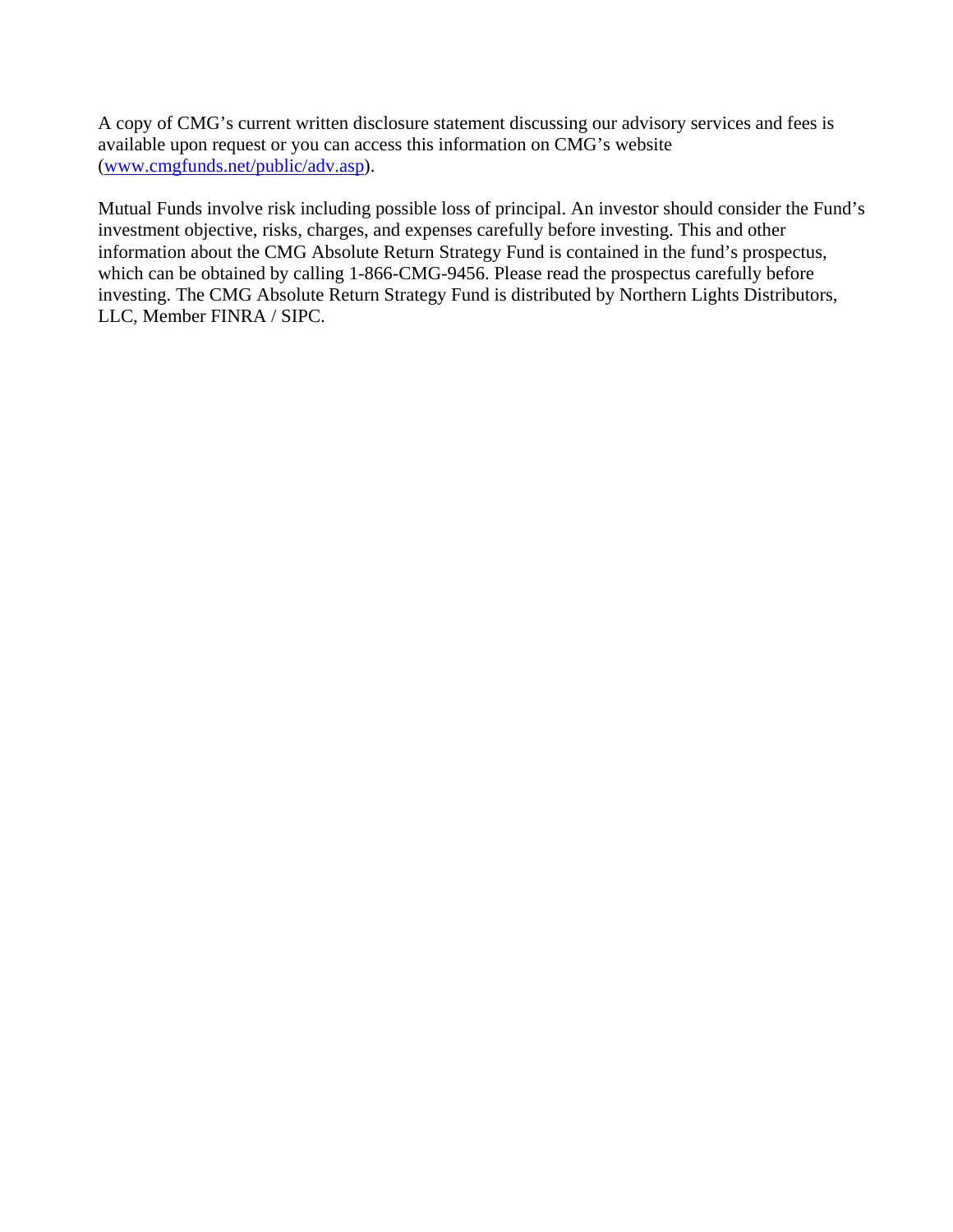A copy of CMG's current written disclosure statement discussing our advisory services and fees is available upon request or you can access this information on CMG's website ([www.cmgfunds.net/public/adv.asp](www.cmgfunds.net/public/adv.asp)).

Mutual Funds involve risk including possible loss of principal. An investor should consider the Fund's investment objective, risks, charges, and expenses carefully before investing. This and other information about the CMG Absolute Return Strategy Fund is contained in the fund's prospectus, which can be obtained by calling 1-866-CMG-9456. Please read the prospectus carefully before investing. The CMG Absolute Return Strategy Fund is distributed by Northern Lights Distributors, LLC, Member FINRA / SIPC.